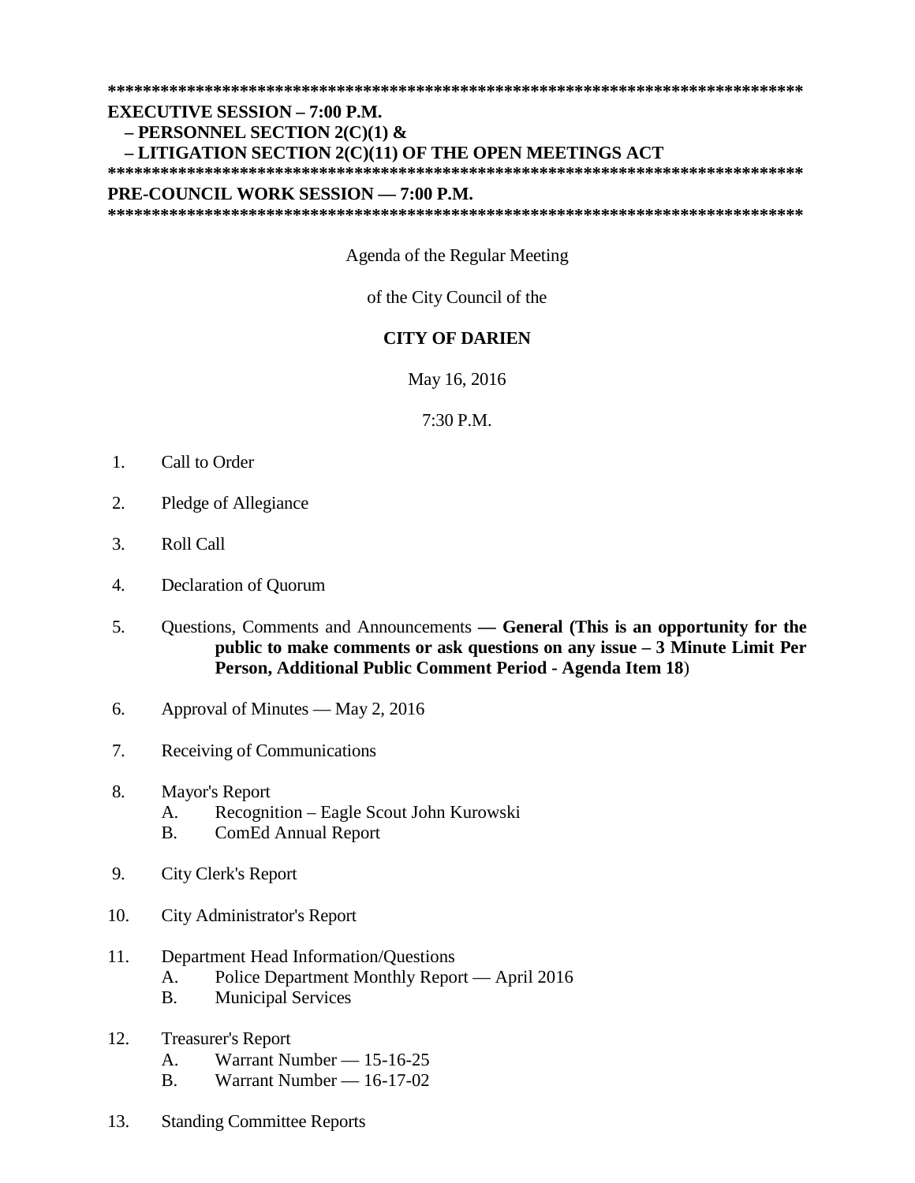**********************************************************************************

**EXECUTIVE SESSION – 7:00 P.M.**
**– PERSONNEL SECTION 2(C)(1) &**
**– LITIGATION SECTION 2(C)(11) OF THE OPEN MEETINGS ACT**

**********************************************************************************

**PRE-COUNCIL WORK SESSION — 7:00 P.M.**

**********************************************************************************

Agenda of the Regular Meeting

of the City Council of the

**CITY OF DARIEN**

May 16, 2016

7:30 P.M.

1. Call to Order
2. Pledge of Allegiance
3. Roll Call
4. Declaration of Quorum
5. Questions, Comments and Announcements **— General (This is an opportunity for the public to make comments or ask questions on any issue – 3 Minute Limit Per Person, Additional Public Comment Period - Agenda Item 18**)
6. Approval of Minutes — May 2, 2016
7. Receiving of Communications
8. Mayor's Report
   - A. Recognition – Eagle Scout John Kurowski
   - B. ComEd Annual Report
9. City Clerk's Report
10. City Administrator's Report
11. Department Head Information/Questions
    - A. Police Department Monthly Report — April 2016
    - B. Municipal Services
12. Treasurer's Report
    - A. Warrant Number — 15-16-25
    - B. Warrant Number — 16-17-02
13. Standing Committee Reports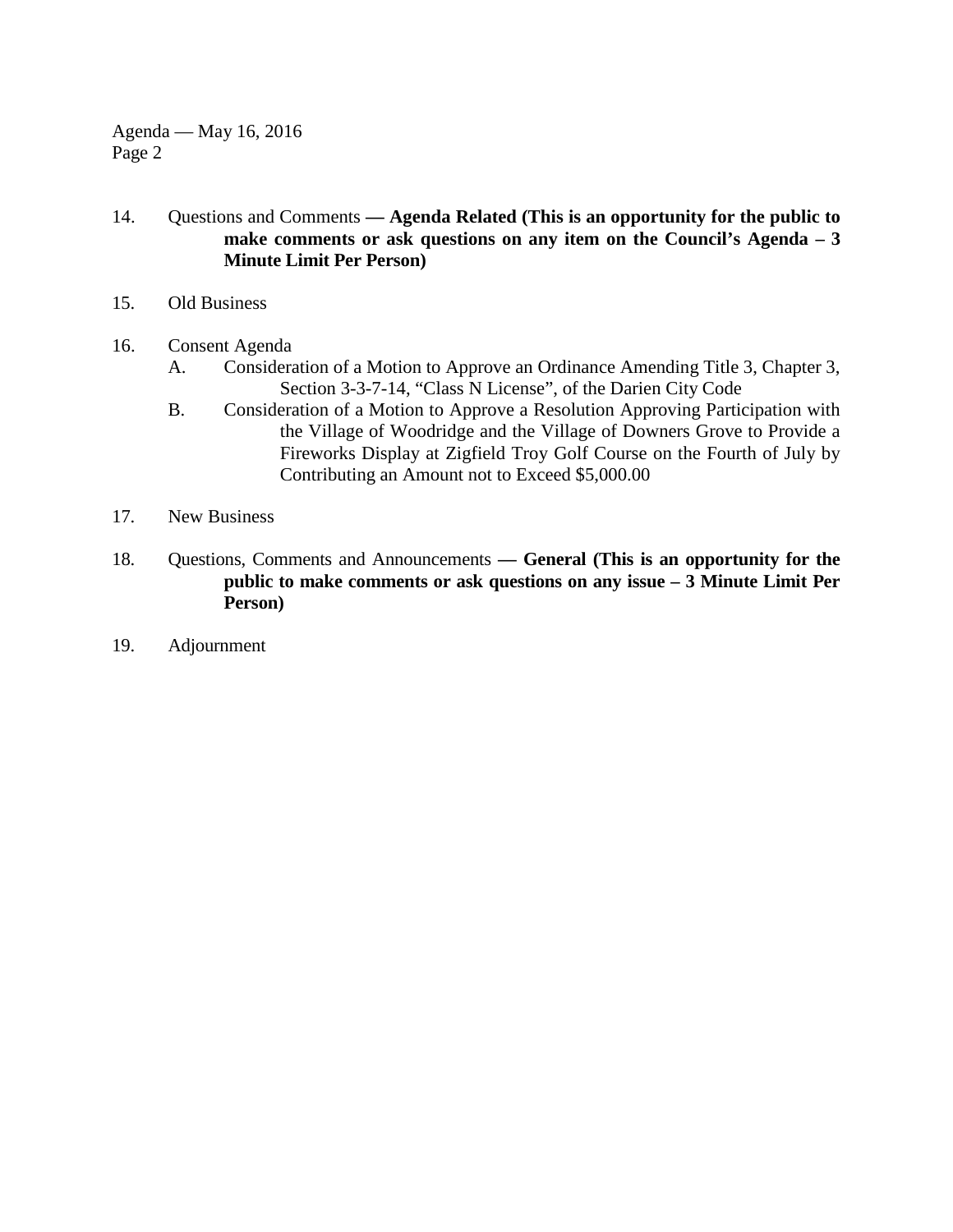14. Questions and Comments **— Agenda Related (This is an opportunity for the public to make comments or ask questions on any item on the Council's Agenda – 3 Minute Limit Per Person)**

15. Old Business

16. Consent Agenda
    - A. Consideration of a Motion to Approve an Ordinance Amending Title 3, Chapter 3, Section 3-3-7-14, "Class N License", of the Darien City Code
    - B. Consideration of a Motion to Approve a Resolution Approving Participation with the Village of Woodridge and the Village of Downers Grove to Provide a Fireworks Display at Zigfield Troy Golf Course on the Fourth of July by Contributing an Amount not to Exceed $5,000.00

17. New Business

18. Questions, Comments and Announcements **— General (This is an opportunity for the public to make comments or ask questions on any issue – 3 Minute Limit Per Person)**

19. Adjournment